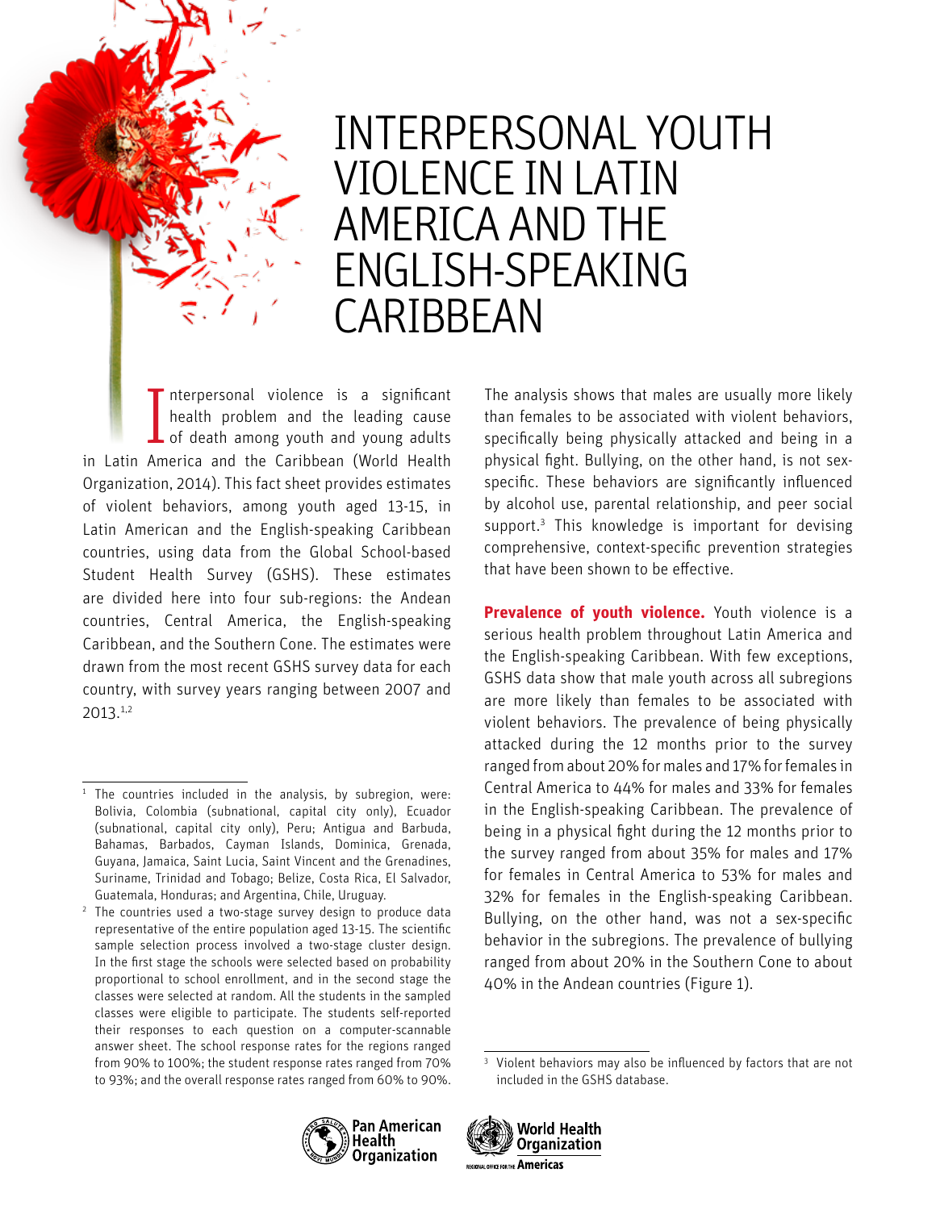# INTERPERSONAL YOUTH VIOLENCE IN LATIN AMERICA AND THE ENGLISH-SPEAKING CARIBBEAN

Interpersonal violence is a significant health problem and the leading cause of death among youth and young adults in Latin America and the Caribbean (World Health Organization, 2014). This fact sheet provides estimates of violent behaviors, among youth aged 13-15, in Latin American and the English-speaking Caribbean countries, using data from the Global School-based Student Health Survey (GSHS). These estimates are divided here into four sub-regions: the Andean countries, Central America, the English-speaking Caribbean, and the Southern Cone. The estimates were drawn from the most recent GSHS survey data for each country, with survey years ranging between 2007 and 2013.[1,2]

The analysis shows that males are usually more likely than females to be associated with violent behaviors, specifically being physically attacked and being in a physical fight. Bullying, on the other hand, is not sex-specific. These behaviors are significantly influenced by alcohol use, parental relationship, and peer social support.[3] This knowledge is important for devising comprehensive, context-specific prevention strategies that have been shown to be effective.

**Prevalence of youth violence.** Youth violence is a serious health problem throughout Latin America and the English-speaking Caribbean. With few exceptions, GSHS data show that male youth across all subregions are more likely than females to be associated with violent behaviors. The prevalence of being physically attacked during the 12 months prior to the survey ranged from about 20% for males and 17% for females in Central America to 44% for males and 33% for females in the English-speaking Caribbean. The prevalence of being in a physical fight during the 12 months prior to the survey ranged from about 35% for males and 17% for females in Central America to 53% for males and 32% for females in the English-speaking Caribbean. Bullying, on the other hand, was not a sex-specific behavior in the subregions. The prevalence of bullying ranged from about 20% in the Southern Cone to about 40% in the Andean countries (Figure 1).

---

[1] The countries included in the analysis, by subregion, were: Bolivia, Colombia (subnational, capital city only), Ecuador (subnational, capital city only), Peru; Antigua and Barbuda, Bahamas, Barbados, Cayman Islands, Dominica, Grenada, Guyana, Jamaica, Saint Lucia, Saint Vincent and the Grenadines, Suriname, Trinidad and Tobago; Belize, Costa Rica, El Salvador, Guatemala, Honduras; and Argentina, Chile, Uruguay.

[2] The countries used a two-stage survey design to produce data representative of the entire population aged 13-15. The scientific sample selection process involved a two-stage cluster design. In the first stage the schools were selected based on probability proportional to school enrollment, and in the second stage the classes were selected at random. All the students in the sampled classes were eligible to participate. The students self-reported their responses to each question on a computer-scannable answer sheet. The school response rates for the regions ranged from 90% to 100%; the student response rates ranged from 70% to 93%; and the overall response rates ranged from 60% to 90%.

[3] Violent behaviors may also be influenced by factors that are not included in the GSHS database.

Pan American Health Organization

World Health Organization — Regional Office for the Americas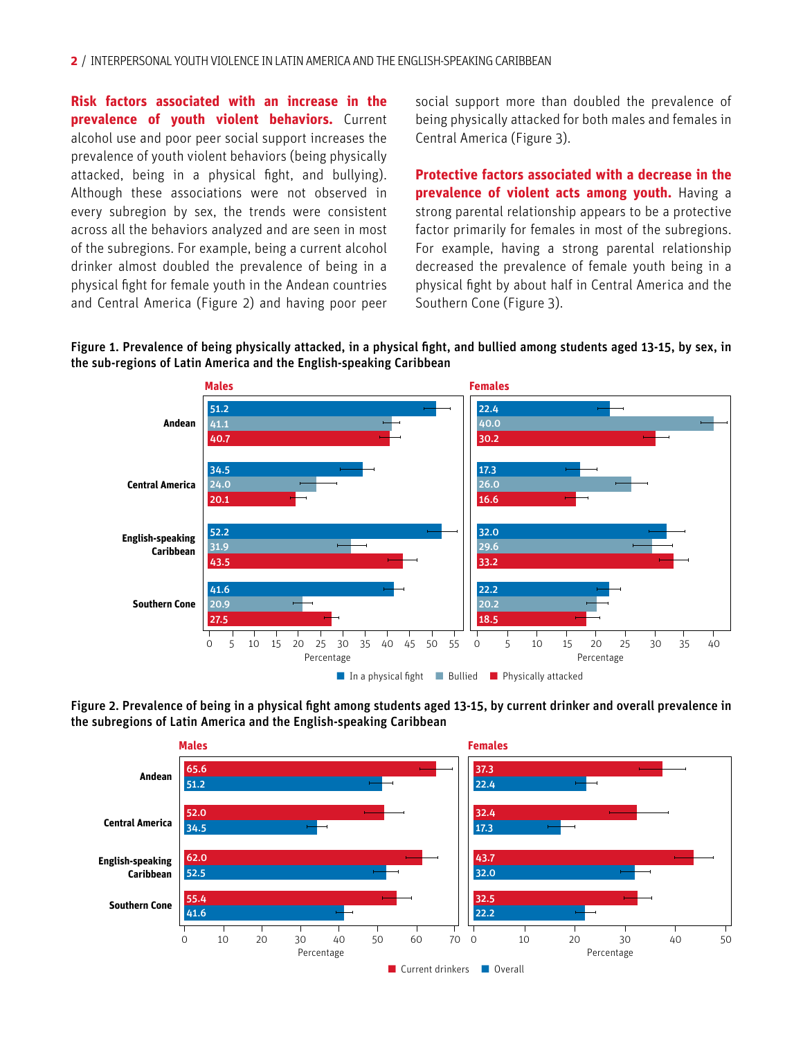**Risk factors associated with an increase in the prevalence of youth violent behaviors.** Current alcohol use and poor peer social support increases the prevalence of youth violent behaviors (being physically attacked, being in a physical fight, and bullying). Although these associations were not observed in every subregion by sex, the trends were consistent across all the behaviors analyzed and are seen in most of the subregions. For example, being a current alcohol drinker almost doubled the prevalence of being in a physical fight for female youth in the Andean countries and Central America (Figure 2) and having poor peer social support more than doubled the prevalence of being physically attacked for both males and females in Central America (Figure 3).

**Protective factors associated with a decrease in the prevalence of violent acts among youth.** Having a strong parental relationship appears to be a protective factor primarily for females in most of the subregions. For example, having a strong parental relationship decreased the prevalence of female youth being in a physical fight by about half in Central America and the Southern Cone (Figure 3).

**Figure 1. Prevalence of being physically attacked, in a physical fight, and bullied among students aged 13-15, by sex, in the sub-regions of Latin America and the English-speaking Caribbean**

| Subregion | Males: In a physical fight | Males: Bullied | Males: Physically attacked | Females: In a physical fight | Females: Bullied | Females: Physically attacked |
|---|---|---|---|---|---|---|
| Andean | 51.2 | 41.1 | 40.7 | 22.4 | 40.0 | 30.2 |
| Central America | 34.5 | 24.0 | 20.1 | 17.3 | 26.0 | 16.6 |
| English-speaking Caribbean | 52.2 | 31.9 | 43.5 | 32.0 | 29.6 | 33.2 |
| Southern Cone | 41.6 | 20.9 | 27.5 | 22.2 | 20.2 | 18.5 |

**Figure 2. Prevalence of being in a physical fight among students aged 13-15, by current drinker and overall prevalence in the subregions of Latin America and the English-speaking Caribbean**

| Subregion | Males: Current drinkers | Males: Overall | Females: Current drinkers | Females: Overall |
|---|---|---|---|---|
| Andean | 65.6 | 51.2 | 37.3 | 22.4 |
| Central America | 52.0 | 34.5 | 32.4 | 17.3 |
| English-speaking Caribbean | 62.0 | 52.5 | 43.7 | 32.0 |
| Southern Cone | 55.4 | 41.6 | 32.5 | 22.2 |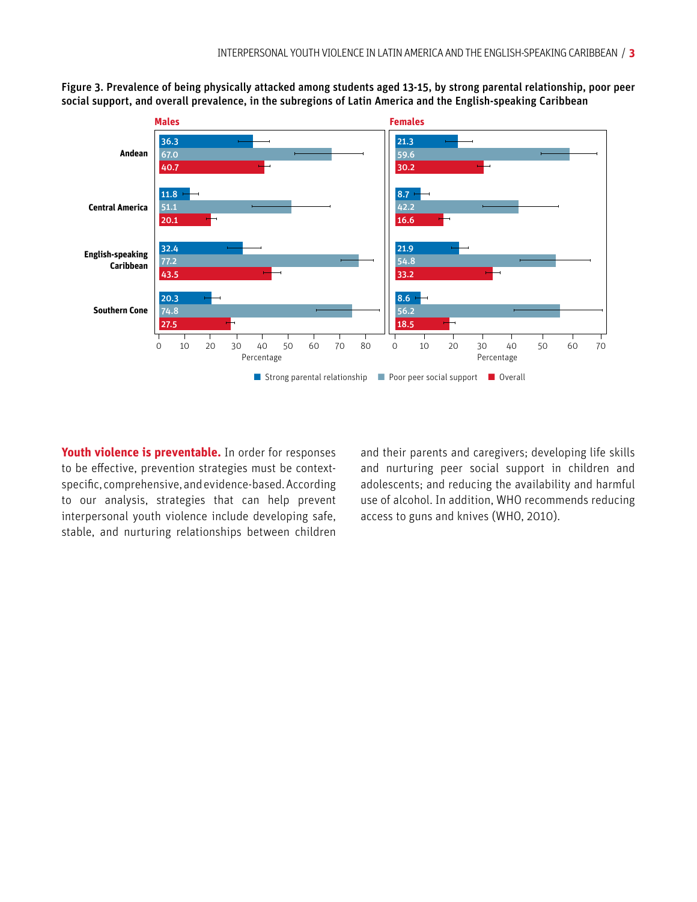**Figure 3. Prevalence of being physically attacked among students aged 13-15, by strong parental relationship, poor peer social support, and overall prevalence, in the subregions of Latin America and the English-speaking Caribbean**

| Subregion | Males: Strong parental relationship | Males: Poor peer social support | Males: Overall | Females: Strong parental relationship | Females: Poor peer social support | Females: Overall |
|---|---|---|---|---|---|---|
| Andean | 36.3 | 67.0 | 40.7 | 21.3 | 59.6 | 30.2 |
| Central America | 11.8 | 51.1 | 20.1 | 8.7 | 42.2 | 16.6 |
| English-speaking Caribbean | 32.4 | 77.2 | 43.5 | 21.9 | 54.8 | 33.2 |
| Southern Cone | 20.3 | 74.8 | 27.5 | 8.6 | 56.2 | 18.5 |

**Youth violence is preventable.** In order for responses to be effective, prevention strategies must be context-specific, comprehensive, and evidence-based. According to our analysis, strategies that can help prevent interpersonal youth violence include developing safe, stable, and nurturing relationships between children and their parents and caregivers; developing life skills and nurturing peer social support in children and adolescents; and reducing the availability and harmful use of alcohol. In addition, WHO recommends reducing access to guns and knives (WHO, 2010).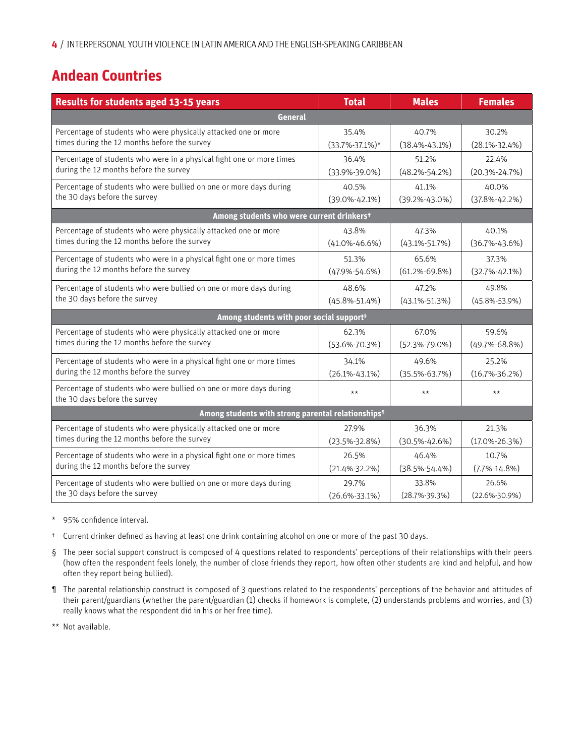## Andean Countries

| Results for students aged 13-15 years | Total | Males | Females |
|---|---|---|---|
| **General** | | | |
| Percentage of students who were physically attacked one or more times during the 12 months before the survey | 35.4% (33.7%-37.1%)* | 40.7% (38.4%-43.1%) | 30.2% (28.1%-32.4%) |
| Percentage of students who were in a physical fight one or more times during the 12 months before the survey | 36.4% (33.9%-39.0%) | 51.2% (48.2%-54.2%) | 22.4% (20.3%-24.7%) |
| Percentage of students who were bullied on one or more days during the 30 days before the survey | 40.5% (39.0%-42.1%) | 41.1% (39.2%-43.0%) | 40.0% (37.8%-42.2%) |
| **Among students who were current drinkers†** | | | |
| Percentage of students who were physically attacked one or more times during the 12 months before the survey | 43.8% (41.0%-46.6%) | 47.3% (43.1%-51.7%) | 40.1% (36.7%-43.6%) |
| Percentage of students who were in a physical fight one or more times during the 12 months before the survey | 51.3% (47.9%-54.6%) | 65.6% (61.2%-69.8%) | 37.3% (32.7%-42.1%) |
| Percentage of students who were bullied on one or more days during the 30 days before the survey | 48.6% (45.8%-51.4%) | 47.2% (43.1%-51.3%) | 49.8% (45.8%-53.9%) |
| **Among students with poor social support§** | | | |
| Percentage of students who were physically attacked one or more times during the 12 months before the survey | 62.3% (53.6%-70.3%) | 67.0% (52.3%-79.0%) | 59.6% (49.7%-68.8%) |
| Percentage of students who were in a physical fight one or more times during the 12 months before the survey | 34.1% (26.1%-43.1%) | 49.6% (35.5%-63.7%) | 25.2% (16.7%-36.2%) |
| Percentage of students who were bullied on one or more days during the 30 days before the survey | ** | ** | ** |
| **Among students with strong parental relationships¶** | | | |
| Percentage of students who were physically attacked one or more times during the 12 months before the survey | 27.9% (23.5%-32.8%) | 36.3% (30.5%-42.6%) | 21.3% (17.0%-26.3%) |
| Percentage of students who were in a physical fight one or more times during the 12 months before the survey | 26.5% (21.4%-32.2%) | 46.4% (38.5%-54.4%) | 10.7% (7.7%-14.8%) |
| Percentage of students who were bullied on one or more days during the 30 days before the survey | 29.7% (26.6%-33.1%) | 33.8% (28.7%-39.3%) | 26.6% (22.6%-30.9%) |

\* 95% confidence interval.

† Current drinker defined as having at least one drink containing alcohol on one or more of the past 30 days.

§ The peer social support construct is composed of 4 questions related to respondents' perceptions of their relationships with their peers (how often the respondent feels lonely, the number of close friends they report, how often other students are kind and helpful, and how often they report being bullied).

¶ The parental relationship construct is composed of 3 questions related to the respondents' perceptions of the behavior and attitudes of their parent/guardians (whether the parent/guardian (1) checks if homework is complete, (2) understands problems and worries, and (3) really knows what the respondent did in his or her free time).

** Not available.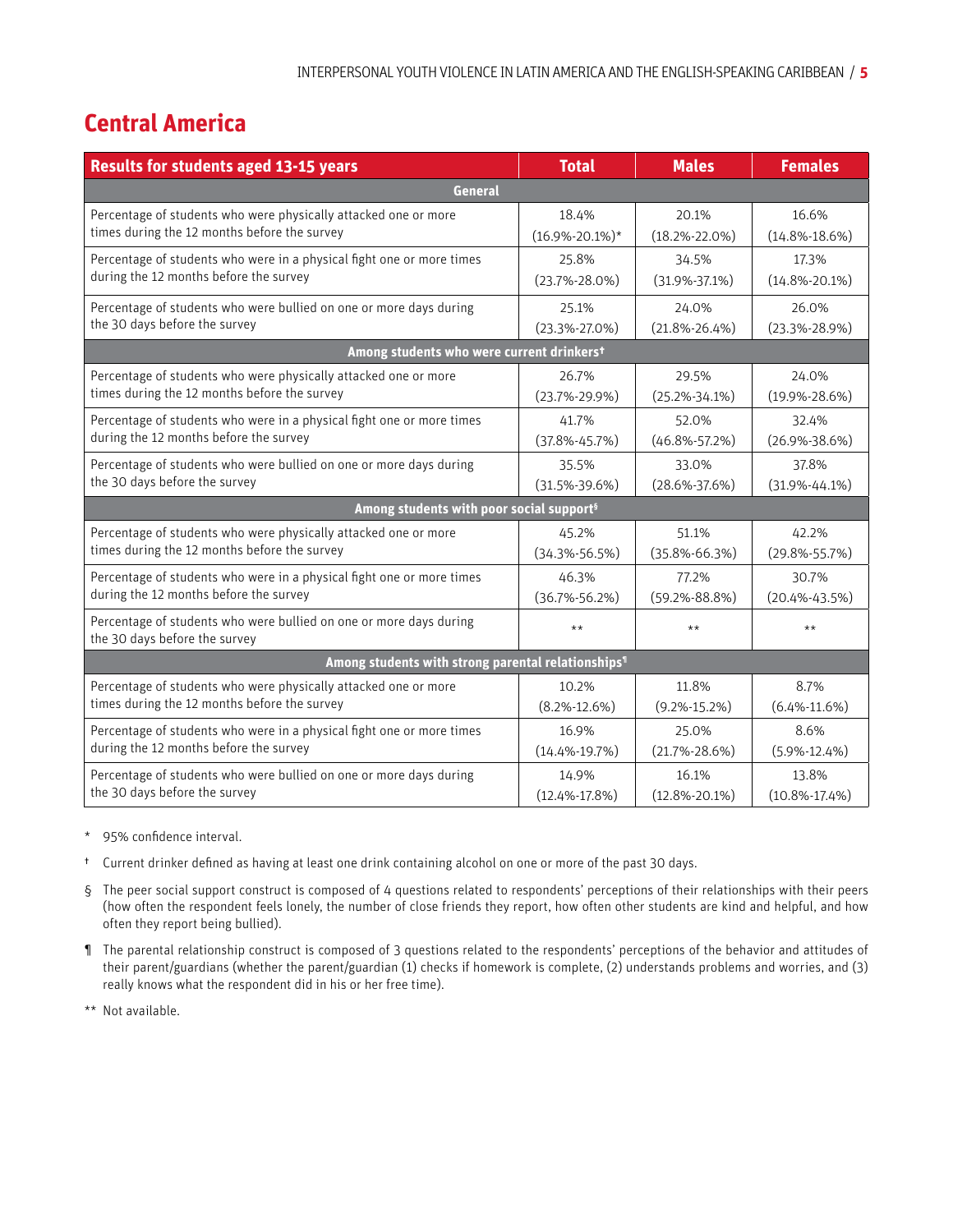## Central America

| Results for students aged 13-15 years | Total | Males | Females |
|---|---|---|---|
| **General** | | | |
| Percentage of students who were physically attacked one or more times during the 12 months before the survey | 18.4% (16.9%-20.1%)* | 20.1% (18.2%-22.0%) | 16.6% (14.8%-18.6%) |
| Percentage of students who were in a physical fight one or more times during the 12 months before the survey | 25.8% (23.7%-28.0%) | 34.5% (31.9%-37.1%) | 17.3% (14.8%-20.1%) |
| Percentage of students who were bullied on one or more days during the 30 days before the survey | 25.1% (23.3%-27.0%) | 24.0% (21.8%-26.4%) | 26.0% (23.3%-28.9%) |
| **Among students who were current drinkers†** | | | |
| Percentage of students who were physically attacked one or more times during the 12 months before the survey | 26.7% (23.7%-29.9%) | 29.5% (25.2%-34.1%) | 24.0% (19.9%-28.6%) |
| Percentage of students who were in a physical fight one or more times during the 12 months before the survey | 41.7% (37.8%-45.7%) | 52.0% (46.8%-57.2%) | 32.4% (26.9%-38.6%) |
| Percentage of students who were bullied on one or more days during the 30 days before the survey | 35.5% (31.5%-39.6%) | 33.0% (28.6%-37.6%) | 37.8% (31.9%-44.1%) |
| **Among students with poor social support§** | | | |
| Percentage of students who were physically attacked one or more times during the 12 months before the survey | 45.2% (34.3%-56.5%) | 51.1% (35.8%-66.3%) | 42.2% (29.8%-55.7%) |
| Percentage of students who were in a physical fight one or more times during the 12 months before the survey | 46.3% (36.7%-56.2%) | 77.2% (59.2%-88.8%) | 30.7% (20.4%-43.5%) |
| Percentage of students who were bullied on one or more days during the 30 days before the survey | ** | ** | ** |
| **Among students with strong parental relationships¶** | | | |
| Percentage of students who were physically attacked one or more times during the 12 months before the survey | 10.2% (8.2%-12.6%) | 11.8% (9.2%-15.2%) | 8.7% (6.4%-11.6%) |
| Percentage of students who were in a physical fight one or more times during the 12 months before the survey | 16.9% (14.4%-19.7%) | 25.0% (21.7%-28.6%) | 8.6% (5.9%-12.4%) |
| Percentage of students who were bullied on one or more days during the 30 days before the survey | 14.9% (12.4%-17.8%) | 16.1% (12.8%-20.1%) | 13.8% (10.8%-17.4%) |

\* 95% confidence interval.

† Current drinker defined as having at least one drink containing alcohol on one or more of the past 30 days.

§ The peer social support construct is composed of 4 questions related to respondents' perceptions of their relationships with their peers (how often the respondent feels lonely, the number of close friends they report, how often other students are kind and helpful, and how often they report being bullied).

¶ The parental relationship construct is composed of 3 questions related to the respondents' perceptions of the behavior and attitudes of their parent/guardians (whether the parent/guardian (1) checks if homework is complete, (2) understands problems and worries, and (3) really knows what the respondent did in his or her free time).

** Not available.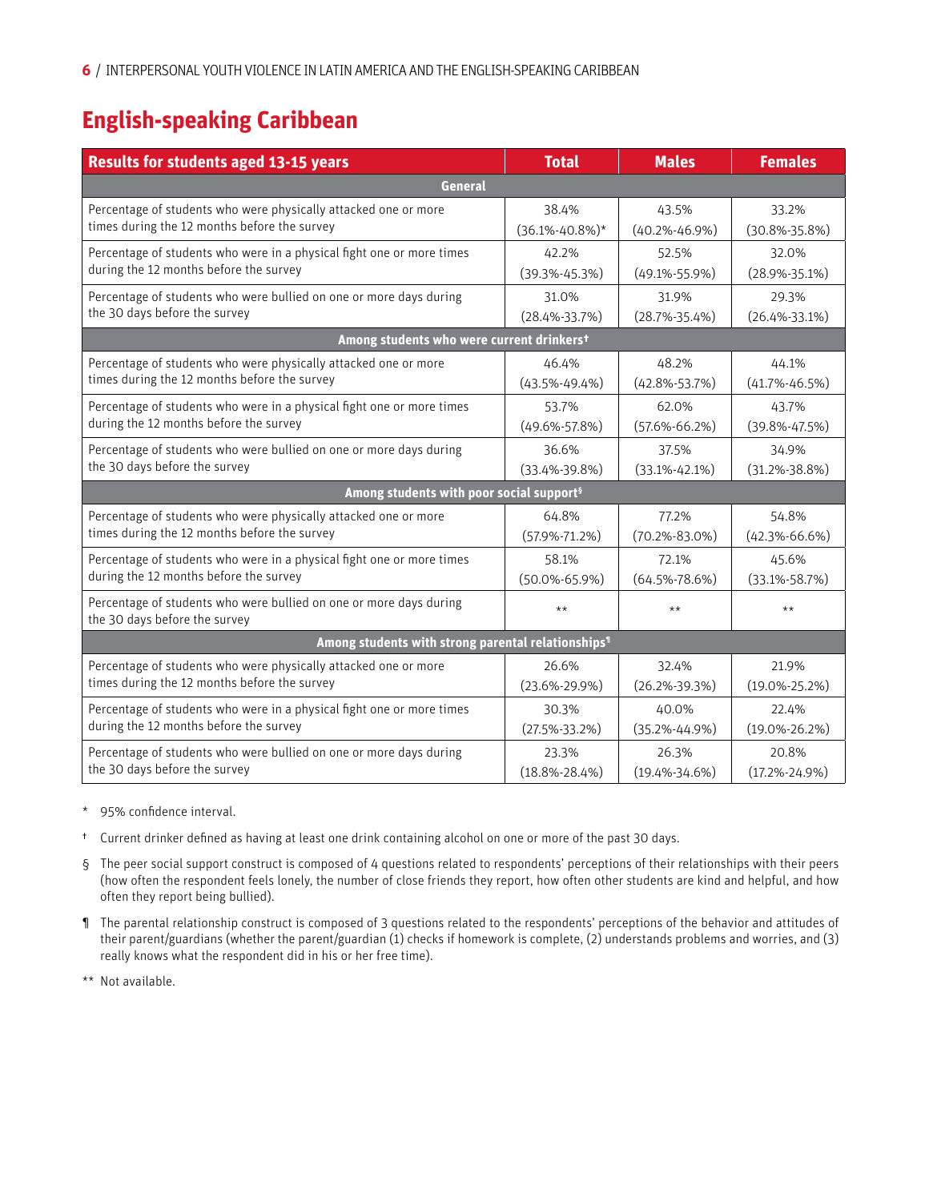## English-speaking Caribbean

| Results for students aged 13-15 years | Total | Males | Females |
|---|---|---|---|
| **General** | | | |
| Percentage of students who were physically attacked one or more times during the 12 months before the survey | 38.4% (36.1%-40.8%)* | 43.5% (40.2%-46.9%) | 33.2% (30.8%-35.8%) |
| Percentage of students who were in a physical fight one or more times during the 12 months before the survey | 42.2% (39.3%-45.3%) | 52.5% (49.1%-55.9%) | 32.0% (28.9%-35.1%) |
| Percentage of students who were bullied on one or more days during the 30 days before the survey | 31.0% (28.4%-33.7%) | 31.9% (28.7%-35.4%) | 29.3% (26.4%-33.1%) |
| **Among students who were current drinkers†** | | | |
| Percentage of students who were physically attacked one or more times during the 12 months before the survey | 46.4% (43.5%-49.4%) | 48.2% (42.8%-53.7%) | 44.1% (41.7%-46.5%) |
| Percentage of students who were in a physical fight one or more times during the 12 months before the survey | 53.7% (49.6%-57.8%) | 62.0% (57.6%-66.2%) | 43.7% (39.8%-47.5%) |
| Percentage of students who were bullied on one or more days during the 30 days before the survey | 36.6% (33.4%-39.8%) | 37.5% (33.1%-42.1%) | 34.9% (31.2%-38.8%) |
| **Among students with poor social support§** | | | |
| Percentage of students who were physically attacked one or more times during the 12 months before the survey | 64.8% (57.9%-71.2%) | 77.2% (70.2%-83.0%) | 54.8% (42.3%-66.6%) |
| Percentage of students who were in a physical fight one or more times during the 12 months before the survey | 58.1% (50.0%-65.9%) | 72.1% (64.5%-78.6%) | 45.6% (33.1%-58.7%) |
| Percentage of students who were bullied on one or more days during the 30 days before the survey | ** | ** | ** |
| **Among students with strong parental relationships¶** | | | |
| Percentage of students who were physically attacked one or more times during the 12 months before the survey | 26.6% (23.6%-29.9%) | 32.4% (26.2%-39.3%) | 21.9% (19.0%-25.2%) |
| Percentage of students who were in a physical fight one or more times during the 12 months before the survey | 30.3% (27.5%-33.2%) | 40.0% (35.2%-44.9%) | 22.4% (19.0%-26.2%) |
| Percentage of students who were bullied on one or more days during the 30 days before the survey | 23.3% (18.8%-28.4%) | 26.3% (19.4%-34.6%) | 20.8% (17.2%-24.9%) |

\* 95% confidence interval.

† Current drinker defined as having at least one drink containing alcohol on one or more of the past 30 days.

§ The peer social support construct is composed of 4 questions related to respondents' perceptions of their relationships with their peers (how often the respondent feels lonely, the number of close friends they report, how often other students are kind and helpful, and how often they report being bullied).

¶ The parental relationship construct is composed of 3 questions related to the respondents' perceptions of the behavior and attitudes of their parent/guardians (whether the parent/guardian (1) checks if homework is complete, (2) understands problems and worries, and (3) really knows what the respondent did in his or her free time).

** Not available.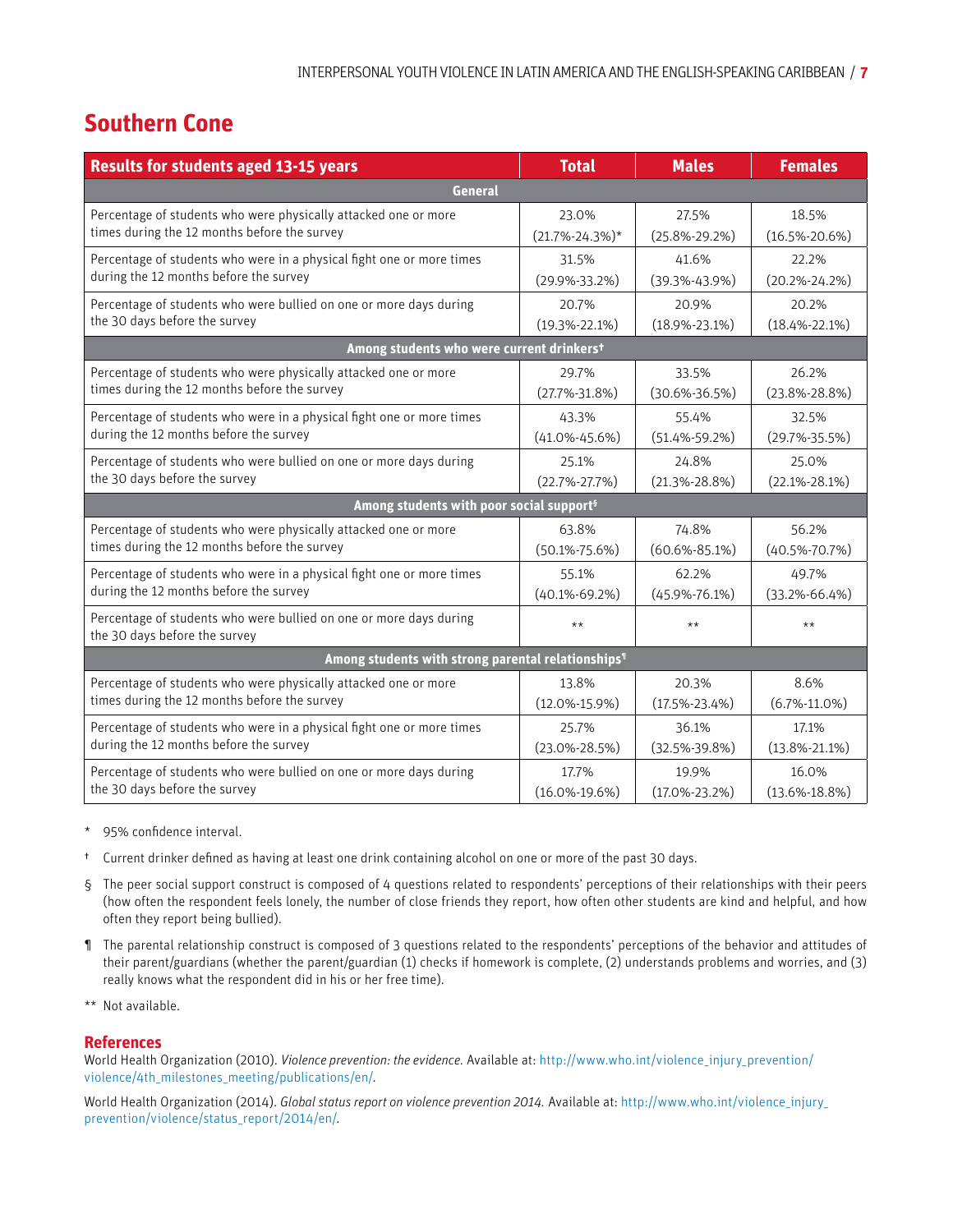## Southern Cone

| Results for students aged 13-15 years | Total | Males | Females |
|---|---|---|---|
| **General** | | | |
| Percentage of students who were physically attacked one or more times during the 12 months before the survey | 23.0% (21.7%-24.3%)* | 27.5% (25.8%-29.2%) | 18.5% (16.5%-20.6%) |
| Percentage of students who were in a physical fight one or more times during the 12 months before the survey | 31.5% (29.9%-33.2%) | 41.6% (39.3%-43.9%) | 22.2% (20.2%-24.2%) |
| Percentage of students who were bullied on one or more days during the 30 days before the survey | 20.7% (19.3%-22.1%) | 20.9% (18.9%-23.1%) | 20.2% (18.4%-22.1%) |
| **Among students who were current drinkers†** | | | |
| Percentage of students who were physically attacked one or more times during the 12 months before the survey | 29.7% (27.7%-31.8%) | 33.5% (30.6%-36.5%) | 26.2% (23.8%-28.8%) |
| Percentage of students who were in a physical fight one or more times during the 12 months before the survey | 43.3% (41.0%-45.6%) | 55.4% (51.4%-59.2%) | 32.5% (29.7%-35.5%) |
| Percentage of students who were bullied on one or more days during the 30 days before the survey | 25.1% (22.7%-27.7%) | 24.8% (21.3%-28.8%) | 25.0% (22.1%-28.1%) |
| **Among students with poor social support§** | | | |
| Percentage of students who were physically attacked one or more times during the 12 months before the survey | 63.8% (50.1%-75.6%) | 74.8% (60.6%-85.1%) | 56.2% (40.5%-70.7%) |
| Percentage of students who were in a physical fight one or more times during the 12 months before the survey | 55.1% (40.1%-69.2%) | 62.2% (45.9%-76.1%) | 49.7% (33.2%-66.4%) |
| Percentage of students who were bullied on one or more days during the 30 days before the survey | ** | ** | ** |
| **Among students with strong parental relationships¶** | | | |
| Percentage of students who were physically attacked one or more times during the 12 months before the survey | 13.8% (12.0%-15.9%) | 20.3% (17.5%-23.4%) | 8.6% (6.7%-11.0%) |
| Percentage of students who were in a physical fight one or more times during the 12 months before the survey | 25.7% (23.0%-28.5%) | 36.1% (32.5%-39.8%) | 17.1% (13.8%-21.1%) |
| Percentage of students who were bullied on one or more days during the 30 days before the survey | 17.7% (16.0%-19.6%) | 19.9% (17.0%-23.2%) | 16.0% (13.6%-18.8%) |

\* 95% confidence interval.

† Current drinker defined as having at least one drink containing alcohol on one or more of the past 30 days.

§ The peer social support construct is composed of 4 questions related to respondents' perceptions of their relationships with their peers (how often the respondent feels lonely, the number of close friends they report, how often other students are kind and helpful, and how often they report being bullied).

¶ The parental relationship construct is composed of 3 questions related to the respondents' perceptions of the behavior and attitudes of their parent/guardians (whether the parent/guardian (1) checks if homework is complete, (2) understands problems and worries, and (3) really knows what the respondent did in his or her free time).

** Not available.

### References

World Health Organization (2010). *Violence prevention: the evidence.* Available at: http://www.who.int/violence_injury_prevention/violence/4th_milestones_meeting/publications/en/.

World Health Organization (2014). *Global status report on violence prevention 2014.* Available at: http://www.who.int/violence_injury_prevention/violence/status_report/2014/en/.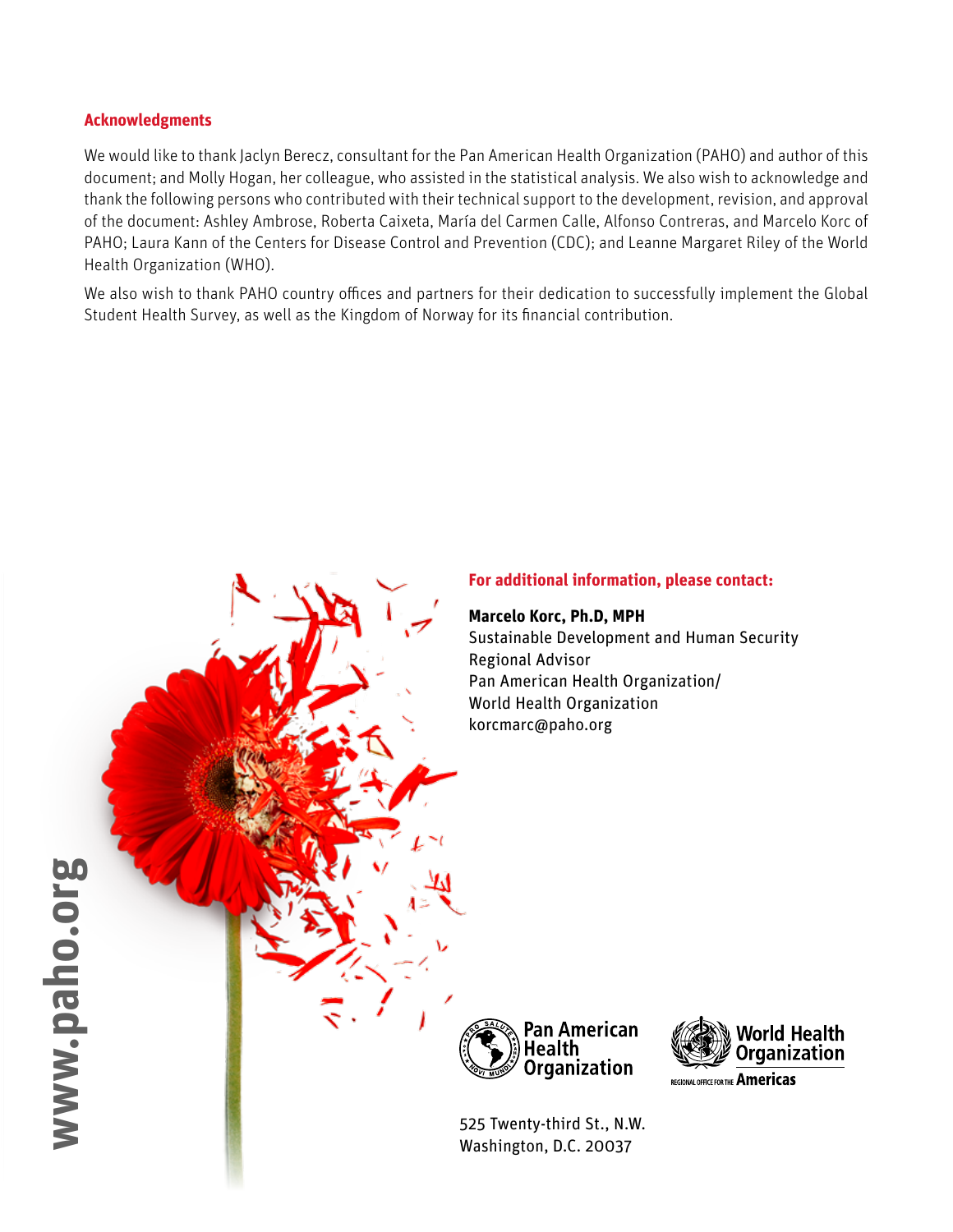**Acknowledgments**

We would like to thank Jaclyn Berecz, consultant for the Pan American Health Organization (PAHO) and author of this document; and Molly Hogan, her colleague, who assisted in the statistical analysis. We also wish to acknowledge and thank the following persons who contributed with their technical support to the development, revision, and approval of the document: Ashley Ambrose, Roberta Caixeta, María del Carmen Calle, Alfonso Contreras, and Marcelo Korc of PAHO; Laura Kann of the Centers for Disease Control and Prevention (CDC); and Leanne Margaret Riley of the World Health Organization (WHO).

We also wish to thank PAHO country offices and partners for their dedication to successfully implement the Global Student Health Survey, as well as the Kingdom of Norway for its financial contribution.

**For additional information, please contact:**

**Marcelo Korc, Ph.D, MPH**
Sustainable Development and Human Security
Regional Advisor
Pan American Health Organization/
World Health Organization
korcmarc@paho.org

www.paho.org

Pan American Health Organization

World Health Organization
REGIONAL OFFICE FOR THE Americas

525 Twenty-third St., N.W.
Washington, D.C. 20037